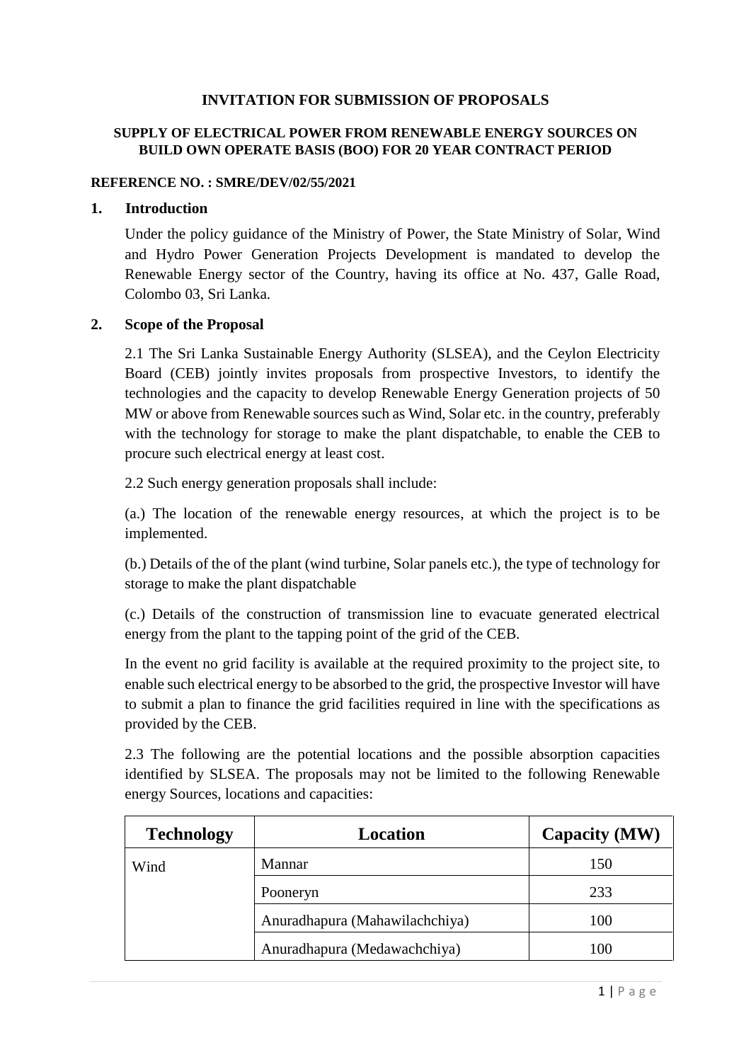# INVITATION FOR SUBMISSION OF PROPOSALS

## SUPPLY OF ELECTRICAL POWER FROM RENEWABLE ENERGY SOURCES ON BUILD OWN OPERATE BASIS (BOO) FOR 20 YEAR CONTRACT PERIOD

**REFERENCE NO. : SMRE/DEV/02/55/2021**

### 1. Introduction

Under the policy guidance of the Ministry of Power, the State Ministry of Solar, Wind and Hydro Power Generation Projects Development is mandated to develop the Renewable Energy sector of the Country, having its office at No. 437, Galle Road, Colombo 03, Sri Lanka.

### 2. Scope of the Proposal

2.1 The Sri Lanka Sustainable Energy Authority (SLSEA), and the Ceylon Electricity Board (CEB) jointly invites proposals from prospective Investors, to identify the technologies and the capacity to develop Renewable Energy Generation projects of 50 MW or above from Renewable sources such as Wind, Solar etc. in the country, preferably with the technology for storage to make the plant dispatchable, to enable the CEB to procure such electrical energy at least cost.

2.2 Such energy generation proposals shall include:

(a.) The location of the renewable energy resources, at which the project is to be implemented.

(b.) Details of the of the plant (wind turbine, Solar panels etc.), the type of technology for storage to make the plant dispatchable

(c.) Details of the construction of transmission line to evacuate generated electrical energy from the plant to the tapping point of the grid of the CEB.

In the event no grid facility is available at the required proximity to the project site, to enable such electrical energy to be absorbed to the grid, the prospective Investor will have to submit a plan to finance the grid facilities required in line with the specifications as provided by the CEB.

2.3 The following are the potential locations and the possible absorption capacities identified by SLSEA. The proposals may not be limited to the following Renewable energy Sources, locations and capacities:

| Technology | Location | Capacity (MW) |
|---|---|---|
| Wind | Mannar | 150 |
| | Pooneryn | 233 |
| | Anuradhapura (Mahawilachchiya) | 100 |
| | Anuradhapura (Medawachchiya) | 100 |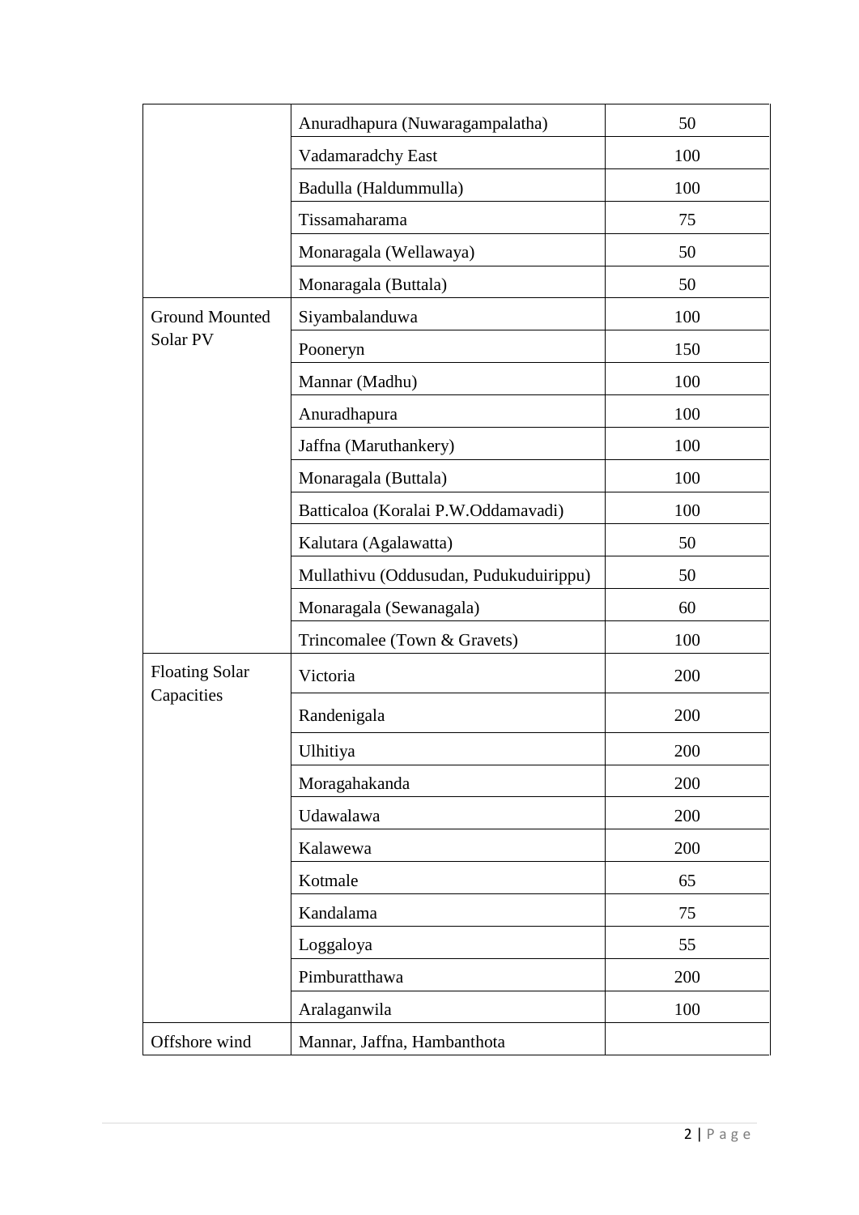| | | |
|---|---|---|
| | Anuradhapura (Nuwaragampalatha) | 50 |
| | Vadamaradchy East | 100 |
| | Badulla (Haldummulla) | 100 |
| | Tissamaharama | 75 |
| | Monaragala (Wellawaya) | 50 |
| | Monaragala (Buttala) | 50 |
| Ground Mounted Solar PV | Siyambalanduwa | 100 |
| | Pooneryn | 150 |
| | Mannar (Madhu) | 100 |
| | Anuradhapura | 100 |
| | Jaffna (Maruthankery) | 100 |
| | Monaragala (Buttala) | 100 |
| | Batticaloa (Koralai P.W.Oddamavadi) | 100 |
| | Kalutara (Agalawatta) | 50 |
| | Mullathivu (Oddusudan, Pudukuduirippu) | 50 |
| | Monaragala (Sewanagala) | 60 |
| | Trincomalee (Town & Gravets) | 100 |
| Floating Solar Capacities | Victoria | 200 |
| | Randenigala | 200 |
| | Ulhitiya | 200 |
| | Moragahakanda | 200 |
| | Udawalawa | 200 |
| | Kalawewa | 200 |
| | Kotmale | 65 |
| | Kandalama | 75 |
| | Loggaloya | 55 |
| | Pimburatthawa | 200 |
| | Aralaganwila | 100 |
| Offshore wind | Mannar, Jaffna, Hambanthota | |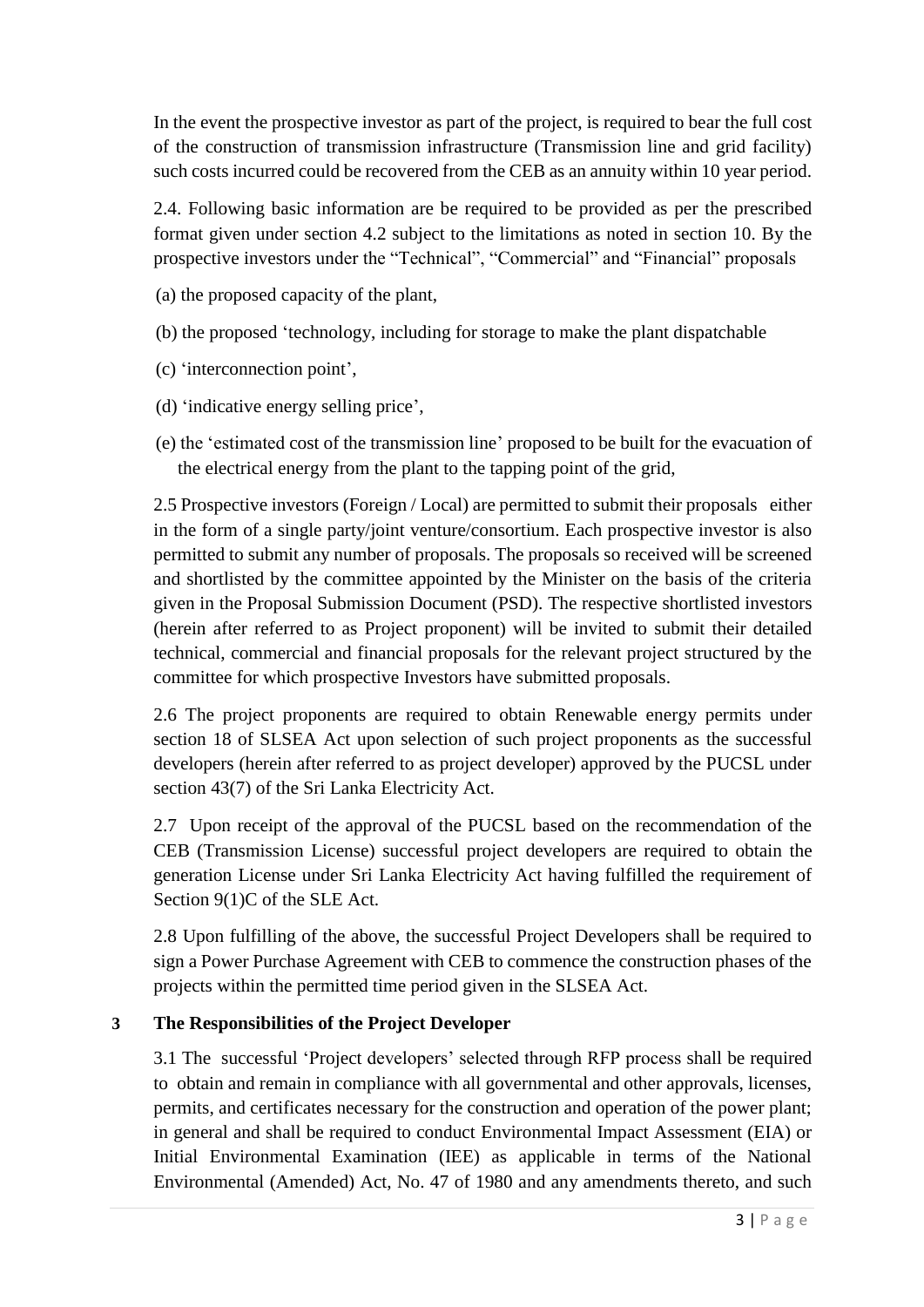In the event the prospective investor as part of the project, is required to bear the full cost of the construction of transmission infrastructure (Transmission line and grid facility) such costs incurred could be recovered from the CEB as an annuity within 10 year period.

2.4. Following basic information are be required to be provided as per the prescribed format given under section 4.2 subject to the limitations as noted in section 10. By the prospective investors under the "Technical", "Commercial" and "Financial" proposals

(a) the proposed capacity of the plant,

(b) the proposed 'technology, including for storage to make the plant dispatchable

(c) 'interconnection point',

(d) 'indicative energy selling price',

(e) the 'estimated cost of the transmission line' proposed to be built for the evacuation of the electrical energy from the plant to the tapping point of the grid,

2.5 Prospective investors (Foreign / Local) are permitted to submit their proposals either in the form of a single party/joint venture/consortium. Each prospective investor is also permitted to submit any number of proposals. The proposals so received will be screened and shortlisted by the committee appointed by the Minister on the basis of the criteria given in the Proposal Submission Document (PSD). The respective shortlisted investors (herein after referred to as Project proponent) will be invited to submit their detailed technical, commercial and financial proposals for the relevant project structured by the committee for which prospective Investors have submitted proposals.

2.6 The project proponents are required to obtain Renewable energy permits under section 18 of SLSEA Act upon selection of such project proponents as the successful developers (herein after referred to as project developer) approved by the PUCSL under section 43(7) of the Sri Lanka Electricity Act.

2.7 Upon receipt of the approval of the PUCSL based on the recommendation of the CEB (Transmission License) successful project developers are required to obtain the generation License under Sri Lanka Electricity Act having fulfilled the requirement of Section 9(1)C of the SLE Act.

2.8 Upon fulfilling of the above, the successful Project Developers shall be required to sign a Power Purchase Agreement with CEB to commence the construction phases of the projects within the permitted time period given in the SLSEA Act.

## 3 The Responsibilities of the Project Developer

3.1 The successful 'Project developers' selected through RFP process shall be required to obtain and remain in compliance with all governmental and other approvals, licenses, permits, and certificates necessary for the construction and operation of the power plant; in general and shall be required to conduct Environmental Impact Assessment (EIA) or Initial Environmental Examination (IEE) as applicable in terms of the National Environmental (Amended) Act, No. 47 of 1980 and any amendments thereto, and such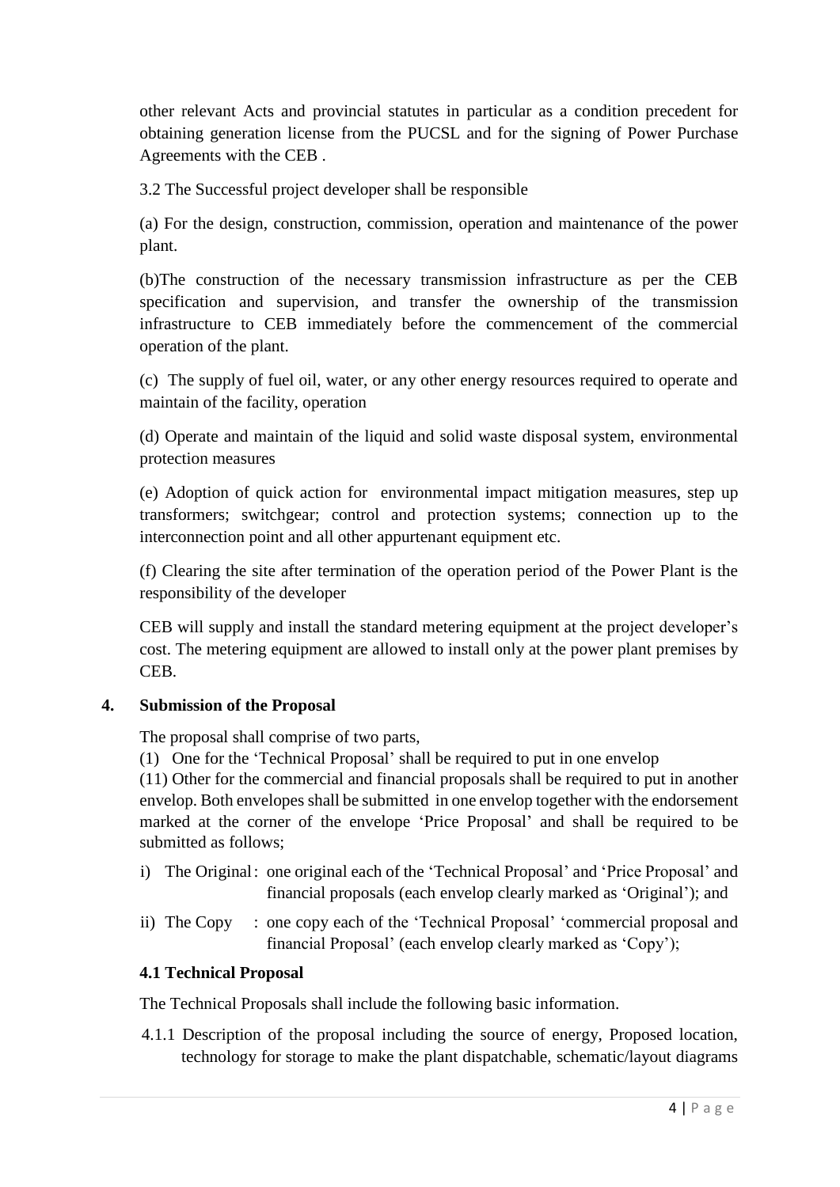other relevant Acts and provincial statutes in particular as a condition precedent for obtaining generation license from the PUCSL and for the signing of Power Purchase Agreements with the CEB .

3.2 The Successful project developer shall be responsible

(a) For the design, construction, commission, operation and maintenance of the power plant.

(b)The construction of the necessary transmission infrastructure as per the CEB specification and supervision, and transfer the ownership of the transmission infrastructure to CEB immediately before the commencement of the commercial operation of the plant.

(c) The supply of fuel oil, water, or any other energy resources required to operate and maintain of the facility, operation

(d) Operate and maintain of the liquid and solid waste disposal system, environmental protection measures

(e) Adoption of quick action for environmental impact mitigation measures, step up transformers; switchgear; control and protection systems; connection up to the interconnection point and all other appurtenant equipment etc.

(f) Clearing the site after termination of the operation period of the Power Plant is the responsibility of the developer

CEB will supply and install the standard metering equipment at the project developer's cost. The metering equipment are allowed to install only at the power plant premises by CEB.

## 4. Submission of the Proposal

The proposal shall comprise of two parts,

(1) One for the 'Technical Proposal' shall be required to put in one envelop

(11) Other for the commercial and financial proposals shall be required to put in another envelop. Both envelopes shall be submitted in one envelop together with the endorsement marked at the corner of the envelope 'Price Proposal' and shall be required to be submitted as follows;

i) The Original: one original each of the 'Technical Proposal' and 'Price Proposal' and financial proposals (each envelop clearly marked as 'Original'); and

ii) The Copy : one copy each of the 'Technical Proposal' 'commercial proposal and financial Proposal' (each envelop clearly marked as 'Copy');

### 4.1 Technical Proposal

The Technical Proposals shall include the following basic information.

4.1.1 Description of the proposal including the source of energy, Proposed location, technology for storage to make the plant dispatchable, schematic/layout diagrams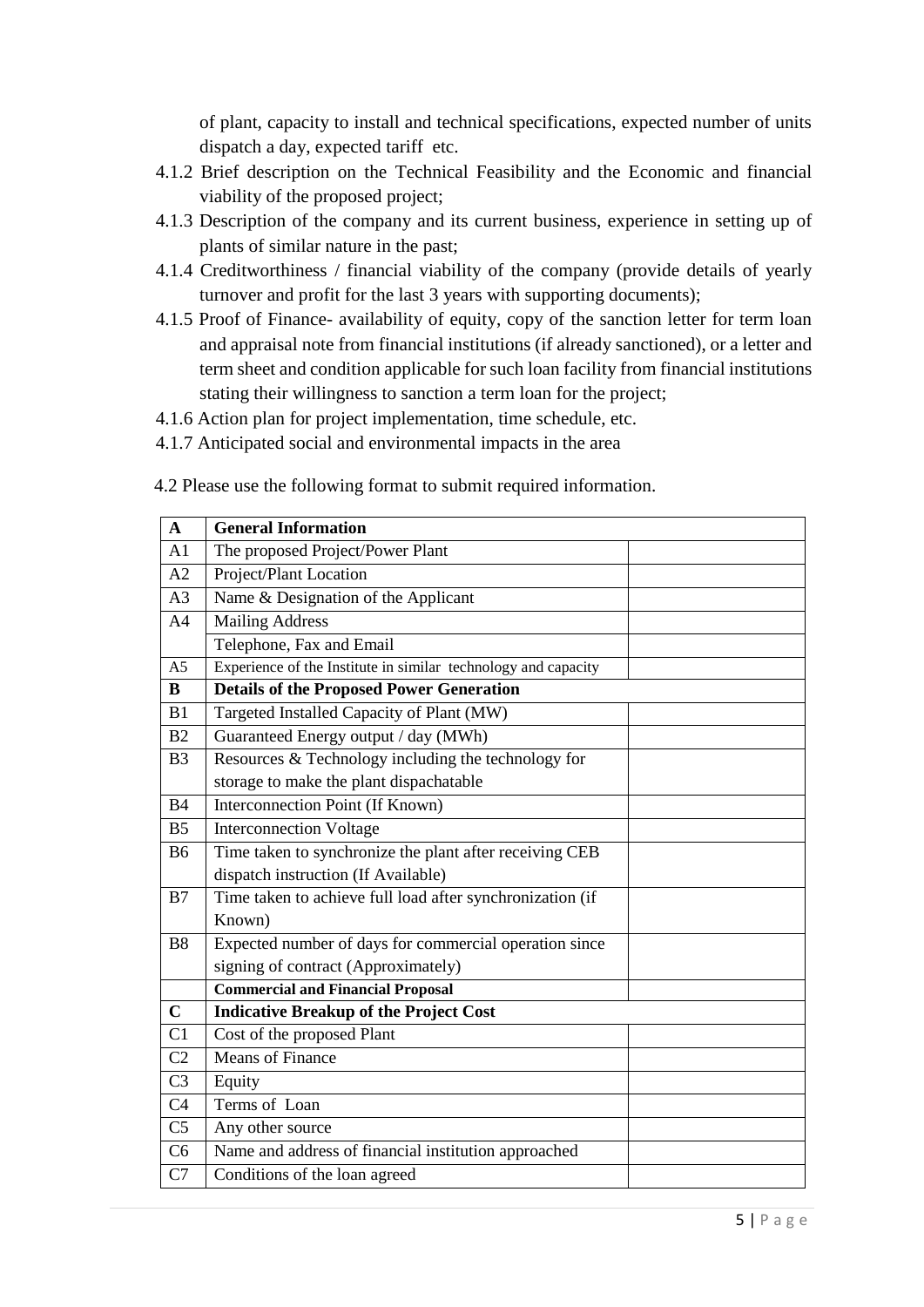of plant, capacity to install and technical specifications, expected number of units dispatch a day, expected tariff etc.

4.1.2 Brief description on the Technical Feasibility and the Economic and financial viability of the proposed project;

4.1.3 Description of the company and its current business, experience in setting up of plants of similar nature in the past;

4.1.4 Creditworthiness / financial viability of the company (provide details of yearly turnover and profit for the last 3 years with supporting documents);

4.1.5 Proof of Finance- availability of equity, copy of the sanction letter for term loan and appraisal note from financial institutions (if already sanctioned), or a letter and term sheet and condition applicable for such loan facility from financial institutions stating their willingness to sanction a term loan for the project;

4.1.6 Action plan for project implementation, time schedule, etc.

4.1.7 Anticipated social and environmental impacts in the area

4.2 Please use the following format to submit required information.

| | | |
|---|---|---|
| **A** | **General Information** | |
| A1 | The proposed Project/Power Plant | |
| A2 | Project/Plant Location | |
| A3 | Name & Designation of the Applicant | |
| A4 | Mailing Address | |
| | Telephone, Fax and Email | |
| A5 | Experience of the Institute in similar technology and capacity | |
| **B** | **Details of the Proposed Power Generation** | |
| B1 | Targeted Installed Capacity of Plant (MW) | |
| B2 | Guaranteed Energy output / day (MWh) | |
| B3 | Resources & Technology including the technology for storage to make the plant dispachatable | |
| B4 | Interconnection Point (If Known) | |
| B5 | Interconnection Voltage | |
| B6 | Time taken to synchronize the plant after receiving CEB dispatch instruction (If Available) | |
| B7 | Time taken to achieve full load after synchronization (if Known) | |
| B8 | Expected number of days for commercial operation since signing of contract (Approximately) | |
| | **Commercial and Financial Proposal** | |
| **C** | **Indicative Breakup of the Project Cost** | |
| C1 | Cost of the proposed Plant | |
| C2 | Means of Finance | |
| C3 | Equity | |
| C4 | Terms of Loan | |
| C5 | Any other source | |
| C6 | Name and address of financial institution approached | |
| C7 | Conditions of the loan agreed | |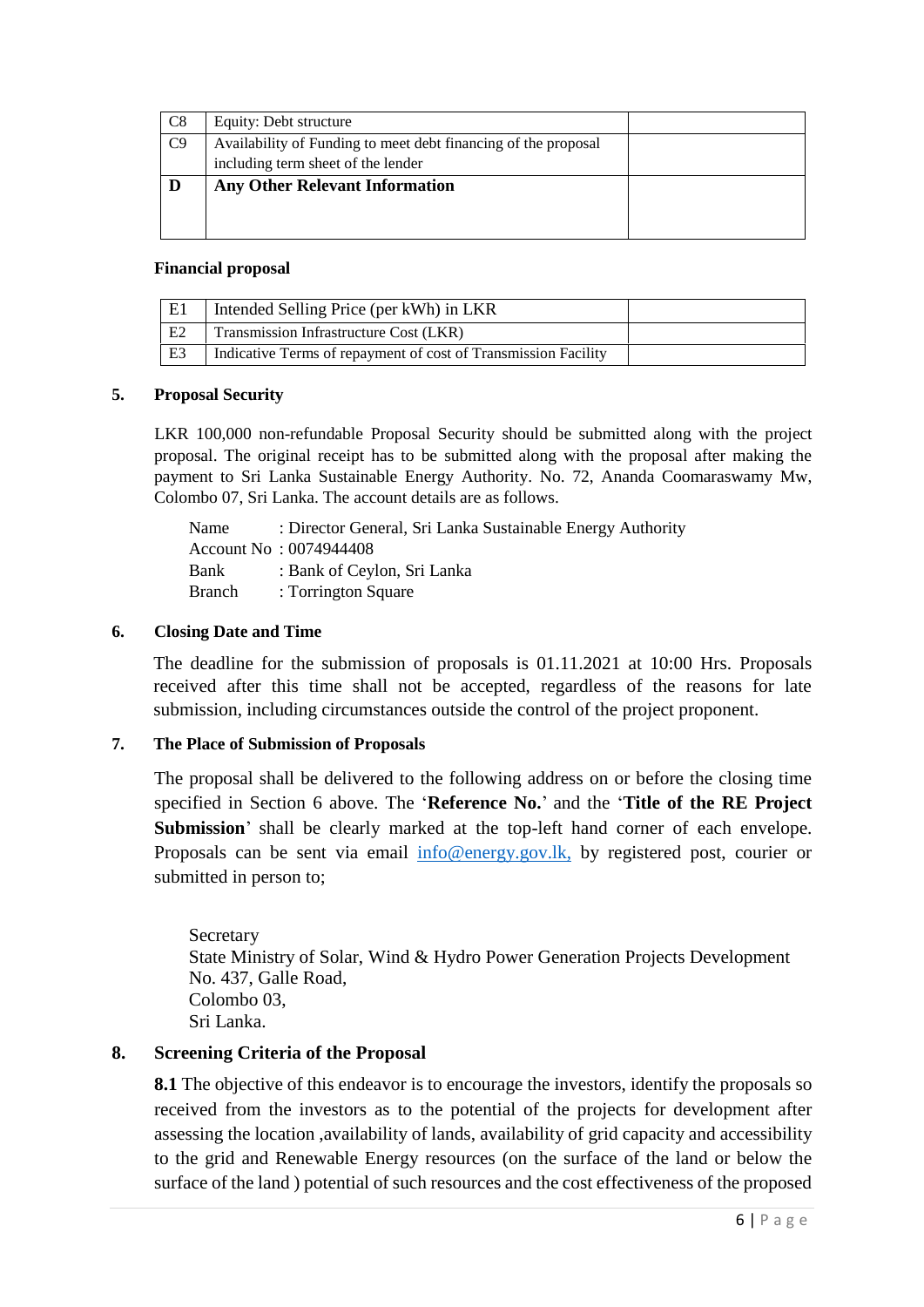| | | |
|---|---|---|
| C8 | Equity: Debt structure | |
| C9 | Availability of Funding to meet debt financing of the proposal including term sheet of the lender | |
| **D** | **Any Other Relevant Information** | |

**Financial proposal**

| | | |
|---|---|---|
| E1 | Intended Selling Price (per kWh) in LKR | |
| E2 | Transmission Infrastructure Cost (LKR) | |
| E3 | Indicative Terms of repayment of cost of Transmission Facility | |

## 5. Proposal Security

LKR 100,000 non-refundable Proposal Security should be submitted along with the project proposal. The original receipt has to be submitted along with the proposal after making the payment to Sri Lanka Sustainable Energy Authority. No. 72, Ananda Coomaraswamy Mw, Colombo 07, Sri Lanka. The account details are as follows.

Name : Director General, Sri Lanka Sustainable Energy Authority
Account No : 0074944408
Bank : Bank of Ceylon, Sri Lanka
Branch : Torrington Square

## 6. Closing Date and Time

The deadline for the submission of proposals is 01.11.2021 at 10:00 Hrs. Proposals received after this time shall not be accepted, regardless of the reasons for late submission, including circumstances outside the control of the project proponent.

## 7. The Place of Submission of Proposals

The proposal shall be delivered to the following address on or before the closing time specified in Section 6 above. The '**Reference No.**' and the '**Title of the RE Project Submission**' shall be clearly marked at the top-left hand corner of each envelope. Proposals can be sent via email info@energy.gov.lk, by registered post, courier or submitted in person to;

Secretary
State Ministry of Solar, Wind & Hydro Power Generation Projects Development
No. 437, Galle Road,
Colombo 03,
Sri Lanka.

## 8. Screening Criteria of the Proposal

**8.1** The objective of this endeavor is to encourage the investors, identify the proposals so received from the investors as to the potential of the projects for development after assessing the location ,availability of lands, availability of grid capacity and accessibility to the grid and Renewable Energy resources (on the surface of the land or below the surface of the land ) potential of such resources and the cost effectiveness of the proposed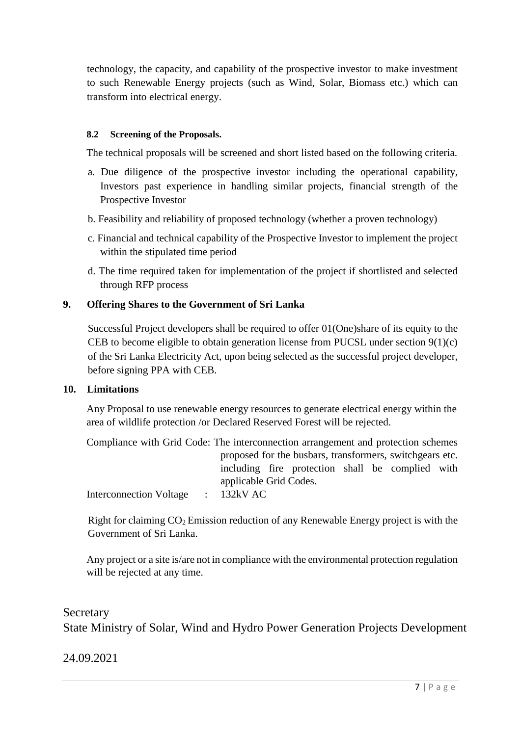technology, the capacity, and capability of the prospective investor to make investment to such Renewable Energy projects (such as Wind, Solar, Biomass etc.) which can transform into electrical energy.

#### 8.2 Screening of the Proposals.

The technical proposals will be screened and short listed based on the following criteria.

a. Due diligence of the prospective investor including the operational capability, Investors past experience in handling similar projects, financial strength of the Prospective Investor

b. Feasibility and reliability of proposed technology (whether a proven technology)

c. Financial and technical capability of the Prospective Investor to implement the project within the stipulated time period

d. The time required taken for implementation of the project if shortlisted and selected through RFP process

### 9. Offering Shares to the Government of Sri Lanka

Successful Project developers shall be required to offer 01(One)share of its equity to the CEB to become eligible to obtain generation license from PUCSL under section 9(1)(c) of the Sri Lanka Electricity Act, upon being selected as the successful project developer, before signing PPA with CEB.

### 10. Limitations

Any Proposal to use renewable energy resources to generate electrical energy within the area of wildlife protection /or Declared Reserved Forest will be rejected.

Compliance with Grid Code: The interconnection arrangement and protection schemes proposed for the busbars, transformers, switchgears etc. including fire protection shall be complied with applicable Grid Codes.

Interconnection Voltage : 132kV AC

Right for claiming $CO_2$ Emission reduction of any Renewable Energy project is with the Government of Sri Lanka.

Any project or a site is/are not in compliance with the environmental protection regulation will be rejected at any time.

Secretary

State Ministry of Solar, Wind and Hydro Power Generation Projects Development

24.09.2021